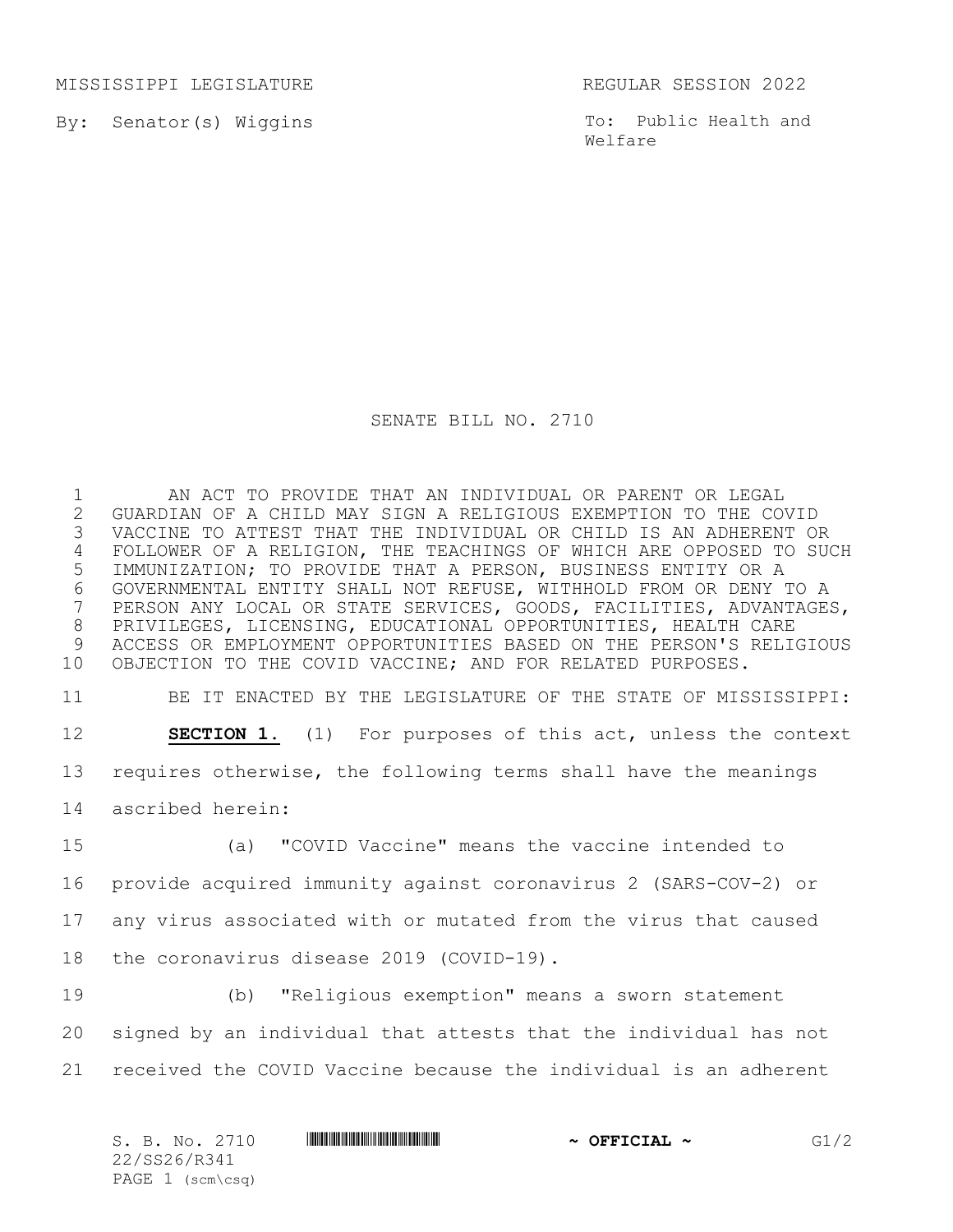MISSISSIPPI LEGISLATURE REGULAR SESSION 2022

By: Senator(s) Wiggins

To: Public Health and Welfare

# SENATE BILL NO. 2710

AN ACT TO PROVIDE THAT AN INDIVIDUAL OR PARENT OR LEGAL GUARDIAN OF A CHILD MAY SIGN A RELIGIOUS EXEMPTION TO THE COVID VACCINE TO ATTEST THAT THE INDIVIDUAL OR CHILD IS AN ADHERENT OR FOLLOWER OF A RELIGION, THE TEACHINGS OF WHICH ARE OPPOSED TO SUCH IMMUNIZATION; TO PROVIDE THAT A PERSON, BUSINESS ENTITY OR A GOVERNMENTAL ENTITY SHALL NOT REFUSE, WITHHOLD FROM OR DENY TO A PERSON ANY LOCAL OR STATE SERVICES, GOODS, FACILITIES, ADVANTAGES, PRIVILEGES, LICENSING, EDUCATIONAL OPPORTUNITIES, HEALTH CARE ACCESS OR EMPLOYMENT OPPORTUNITIES BASED ON THE PERSON'S RELIGIOUS OBJECTION TO THE COVID VACCINE; AND FOR RELATED PURPOSES.

BE IT ENACTED BY THE LEGISLATURE OF THE STATE OF MISSISSIPPI:

**SECTION 1.** (1) For purposes of this act, unless the context requires otherwise, the following terms shall have the meanings ascribed herein:

(a) "COVID Vaccine" means the vaccine intended to provide acquired immunity against coronavirus 2 (SARS-COV-2) or any virus associated with or mutated from the virus that caused the coronavirus disease 2019 (COVID-19).

(b) "Religious exemption" means a sworn statement signed by an individual that attests that the individual has not received the COVID Vaccine because the individual is an adherent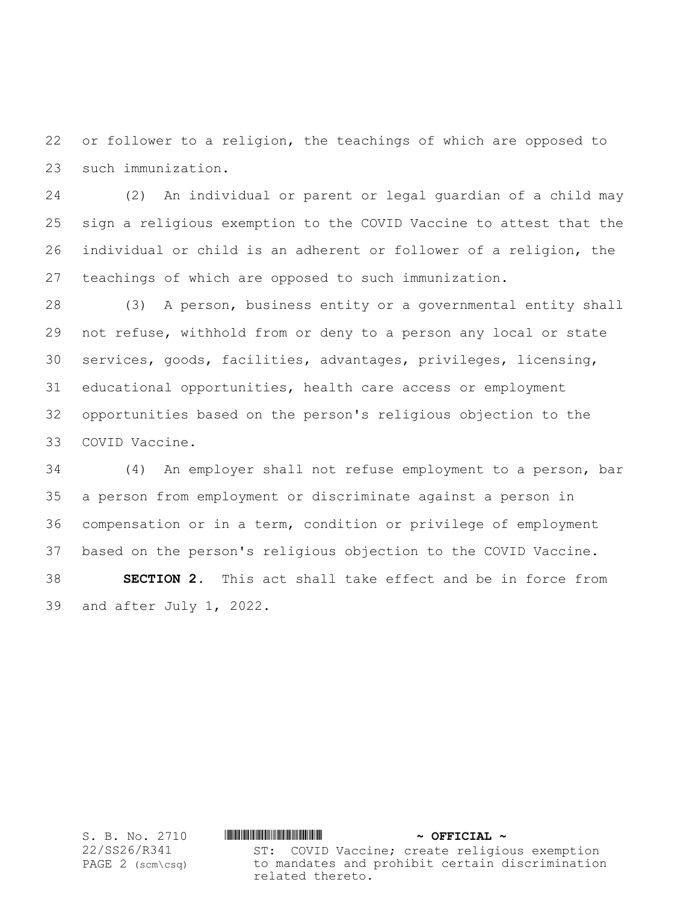or follower to a religion, the teachings of which are opposed to such immunization.

(2) An individual or parent or legal guardian of a child may sign a religious exemption to the COVID Vaccine to attest that the individual or child is an adherent or follower of a religion, the teachings of which are opposed to such immunization.

(3) A person, business entity or a governmental entity shall not refuse, withhold from or deny to a person any local or state services, goods, facilities, advantages, privileges, licensing, educational opportunities, health care access or employment opportunities based on the person's religious objection to the COVID Vaccine.

(4) An employer shall not refuse employment to a person, bar a person from employment or discriminate against a person in compensation or in a term, condition or privilege of employment based on the person's religious objection to the COVID Vaccine.

**SECTION 2.** This act shall take effect and be in force from and after July 1, 2022.